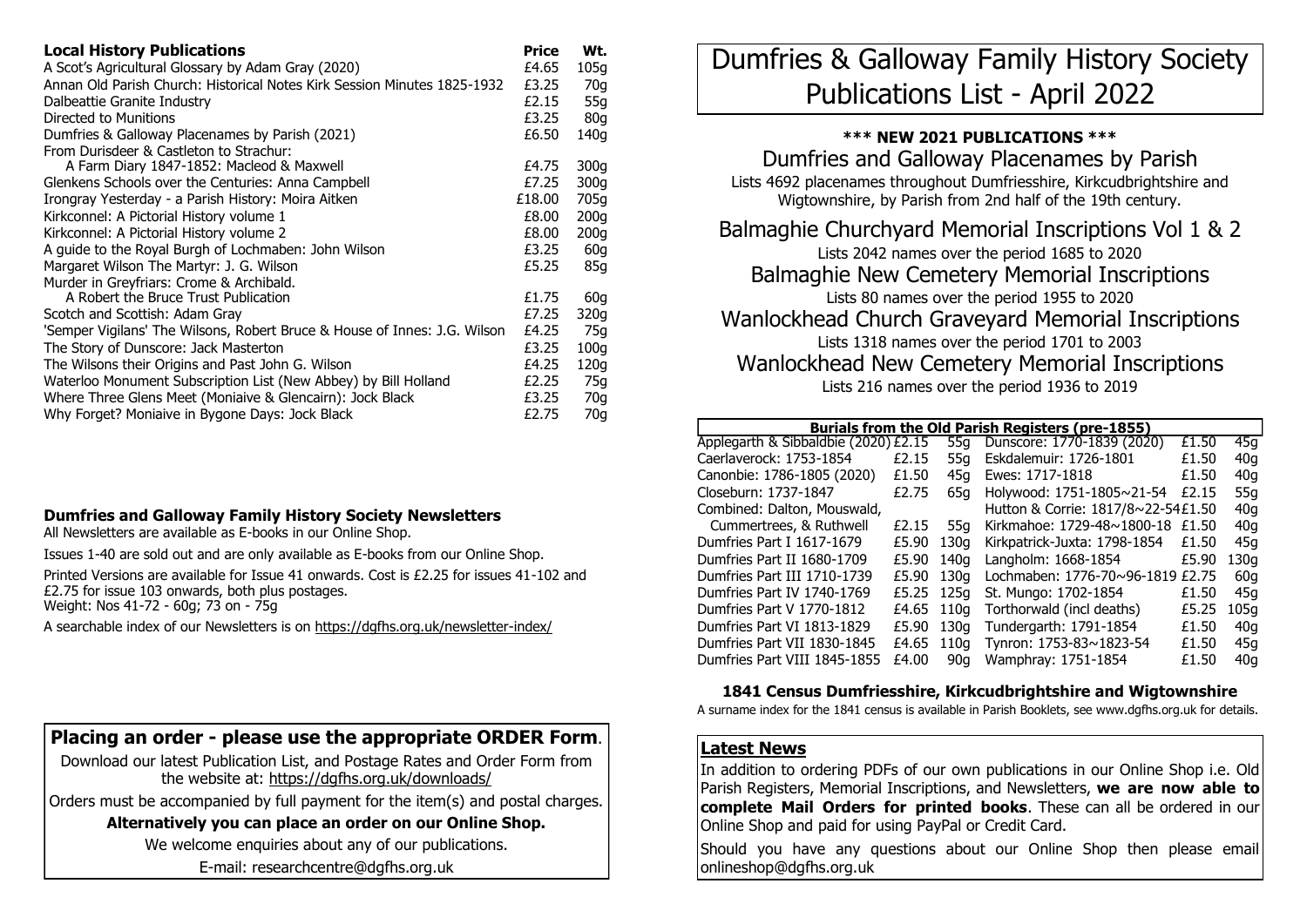# Dumfries & Galloway Family History Society Publications List - April 2022

## \*\*\* NEW 2021 PUBLICATIONS \*\*\*

### Dumfries and Galloway Placenames by Parish

Lists 4692 placenames throughout Dumfriesshire, Kirkcudbrightshire and Wigtownshire, by Parish from 2nd half of the 19th century.

### Balmaghie Churchyard Memorial Inscriptions Vol 1 & 2

Lists 2042 names over the period 1685 to 2020

### Balmaghie New Cemetery Memorial Inscriptions

Lists 80 names over the period 1955 to 2020

### Wanlockhead Church Graveyard Memorial Inscriptions

Lists 1318 names over the period 1701 to 2003

### Wanlockhead New Cemetery Memorial Inscriptions

Lists 216 names over the period 1936 to 2019

## Local History Publications

| Local History Publications | Price | Wt. |
|---|---|---|
| A Scot's Agricultural Glossary by Adam Gray (2020) | £4.65 | 105g |
| Annan Old Parish Church: Historical Notes Kirk Session Minutes 1825-1932 | £3.25 | 70g |
| Dalbeattie Granite Industry | £2.15 | 55g |
| Directed to Munitions | £3.25 | 80g |
| Dumfries & Galloway Placenames by Parish (2021) | £6.50 | 140g |
| From Durisdeer & Castleton to Strachur: A Farm Diary 1847-1852: Macleod & Maxwell | £4.75 | 300g |
| Glenkens Schools over the Centuries: Anna Campbell | £7.25 | 300g |
| Irongray Yesterday - a Parish History: Moira Aitken | £18.00 | 705g |
| Kirkconnel: A Pictorial History volume 1 | £8.00 | 200g |
| Kirkconnel: A Pictorial History volume 2 | £8.00 | 200g |
| A guide to the Royal Burgh of Lochmaben: John Wilson | £3.25 | 60g |
| Margaret Wilson The Martyr: J. G. Wilson | £5.25 | 85g |
| Murder in Greyfriars: Crome & Archibald. A Robert the Bruce Trust Publication | £1.75 | 60g |
| Scotch and Scottish: Adam Gray | £7.25 | 320g |
| 'Semper Vigilans' The Wilsons, Robert Bruce & House of Innes: J.G. Wilson | £4.25 | 75g |
| The Story of Dunscore: Jack Masterton | £3.25 | 100g |
| The Wilsons their Origins and Past John G. Wilson | £4.25 | 120g |
| Waterloo Monument Subscription List (New Abbey) by Bill Holland | £2.25 | 75g |
| Where Three Glens Meet (Moniaive & Glencairn): Jock Black | £3.25 | 70g |
| Why Forget? Moniaive in Bygone Days: Jock Black | £2.75 | 70g |

## Burials from the Old Parish Registers (pre-1855)

| Parish | Price | Wt. | Parish | Price | Wt. |
|---|---|---|---|---|---|
| Applegarth & Sibbaldbie (2020) | £2.15 | 55g | Dunscore: 1770-1839 (2020) | £1.50 | 45g |
| Caerlaverock: 1753-1854 | £2.15 | 55g | Eskdalemuir: 1726-1801 | £1.50 | 40g |
| Canonbie: 1786-1805 (2020) | £1.50 | 45g | Ewes: 1717-1818 | £1.50 | 40g |
| Closeburn: 1737-1847 | £2.75 | 65g | Holywood: 1751-1805~21-54 | £2.15 | 55g |
| Combined: Dalton, Mouswald, Cummertrees, & Ruthwell | £2.15 | 55g | Hutton & Corrie: 1817/8~22-54 | £1.50 | 40g |
| | | | Kirkmahoe: 1729-48~1800-18 | £1.50 | 40g |
| Dumfries Part I 1617-1679 | £5.90 | 130g | Kirkpatrick-Juxta: 1798-1854 | £1.50 | 45g |
| Dumfries Part II 1680-1709 | £5.90 | 140g | Langholm: 1668-1854 | £5.90 | 130g |
| Dumfries Part III 1710-1739 | £5.90 | 130g | Lochmaben: 1776-70~96-1819 | £2.75 | 60g |
| Dumfries Part IV 1740-1769 | £5.25 | 125g | St. Mungo: 1702-1854 | £1.50 | 45g |
| Dumfries Part V 1770-1812 | £4.65 | 110g | Torthorwald (incl deaths) | £5.25 | 105g |
| Dumfries Part VI 1813-1829 | £5.90 | 130g | Tundergarth: 1791-1854 | £1.50 | 40g |
| Dumfries Part VII 1830-1845 | £4.65 | 110g | Tynron: 1753-83~1823-54 | £1.50 | 45g |
| Dumfries Part VIII 1845-1855 | £4.00 | 90g | Wamphray: 1751-1854 | £1.50 | 40g |

## 1841 Census Dumfriesshire, Kirkcudbrightshire and Wigtownshire

A surname index for the 1841 census is available in Parish Booklets, see www.dgfhs.org.uk for details.

## Dumfries and Galloway Family History Society Newsletters

All Newsletters are available as E-books in our Online Shop.

Issues 1-40 are sold out and are only available as E-books from our Online Shop.

Printed Versions are available for Issue 41 onwards. Cost is £2.25 for issues 41-102 and £2.75 for issue 103 onwards, both plus postages.
Weight: Nos 41-72 - 60g; 73 on - 75g

A searchable index of our Newsletters is on https://dgfhs.org.uk/newsletter-index/

## Placing an order - please use the appropriate ORDER Form.

Download our latest Publication List, and Postage Rates and Order Form from the website at: https://dgfhs.org.uk/downloads/

Orders must be accompanied by full payment for the item(s) and postal charges.

**Alternatively you can place an order on our Online Shop.**

We welcome enquiries about any of our publications.

E-mail: researchcentre@dgfhs.org.uk

## Latest News

In addition to ordering PDFs of our own publications in our Online Shop i.e. Old Parish Registers, Memorial Inscriptions, and Newsletters, **we are now able to complete Mail Orders for printed books**. These can all be ordered in our Online Shop and paid for using PayPal or Credit Card.

Should you have any questions about our Online Shop then please email onlineshop@dgfhs.org.uk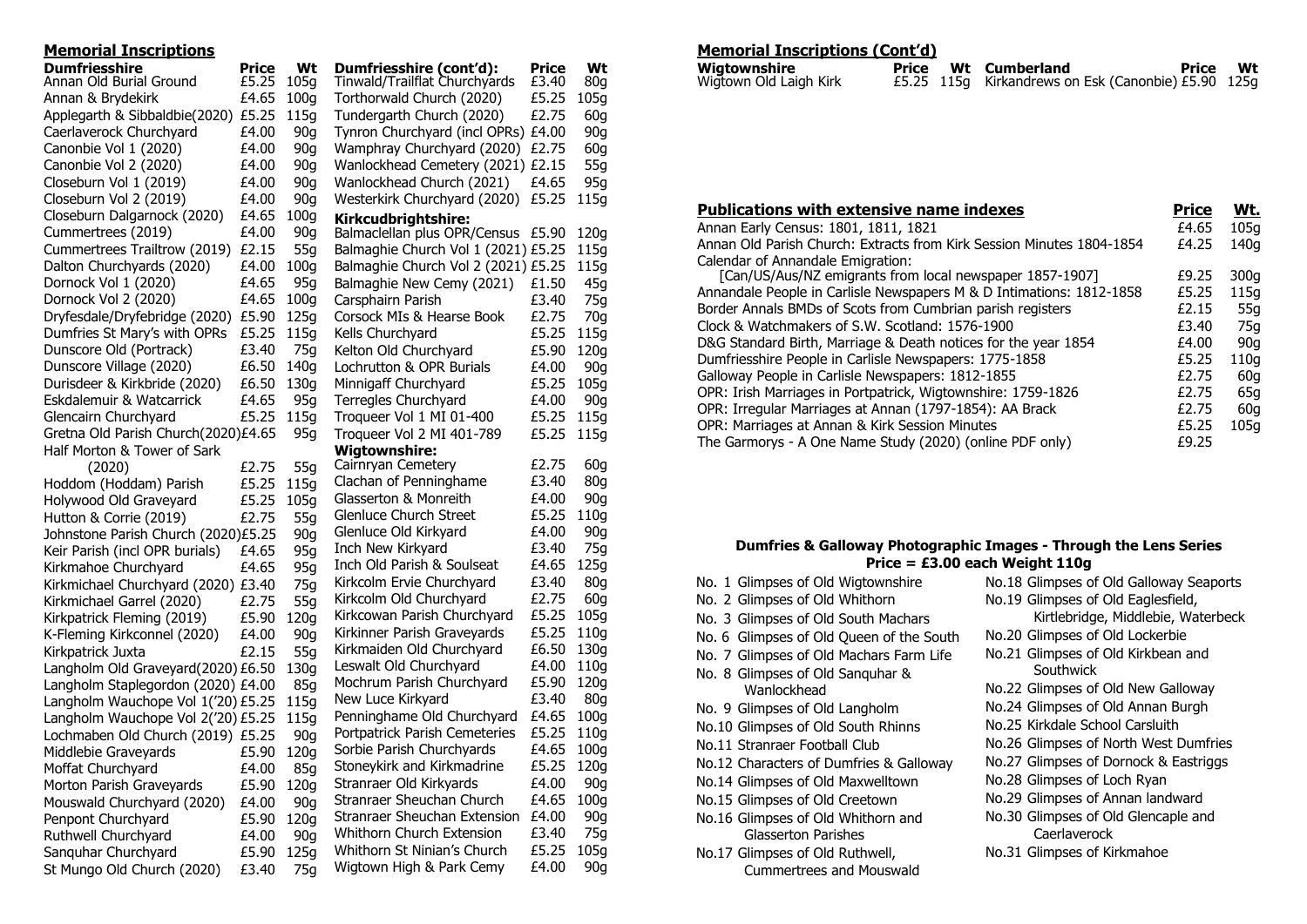## Memorial Inscriptions

| Dumfriesshire | Price | Wt |
|---|---|---|
| Annan Old Burial Ground | £5.25 | 105g |
| Annan & Brydekirk | £4.65 | 100g |
| Applegarth & Sibbaldbie(2020) | £5.25 | 115g |
| Caerlaverock Churchyard | £4.00 | 90g |
| Canonbie Vol 1 (2020) | £4.00 | 90g |
| Canonbie Vol 2 (2020) | £4.00 | 90g |
| Closeburn Vol 1 (2019) | £4.00 | 90g |
| Closeburn Vol 2 (2019) | £4.00 | 90g |
| Closeburn Dalgarnock (2020) | £4.65 | 100g |
| Cummertrees (2019) | £4.00 | 90g |
| Cummertrees Trailtrow (2019) | £2.15 | 55g |
| Dalton Churchyards (2020) | £4.00 | 100g |
| Dornock Vol 1 (2020) | £4.65 | 95g |
| Dornock Vol 2 (2020) | £4.65 | 100g |
| Dryfesdale/Dryfebridge (2020) | £5.90 | 125g |
| Dumfries St Mary's with OPRs | £5.25 | 115g |
| Dunscore Old (Portrack) | £3.40 | 75g |
| Dunscore Village (2020) | £6.50 | 140g |
| Durisdeer & Kirkbride (2020) | £6.50 | 130g |
| Eskdalemuir & Watcarrick | £4.65 | 95g |
| Glencairn Churchyard | £5.25 | 115g |
| Gretna Old Parish Church(2020) | £4.65 | 95g |
| Half Morton & Tower of Sark (2020) | £2.75 | 55g |
| Hoddom (Hoddam) Parish | £5.25 | 115g |
| Holywood Old Graveyard | £5.25 | 105g |
| Hutton & Corrie (2019) | £2.75 | 55g |
| Johnstone Parish Church (2020) | £5.25 | 90g |
| Keir Parish (incl OPR burials) | £4.65 | 95g |
| Kirkmahoe Churchyard | £4.65 | 95g |
| Kirkmichael Churchyard (2020) | £3.40 | 75g |
| Kirkmichael Garrel (2020) | £2.75 | 55g |
| Kirkpatrick Fleming (2019) | £5.90 | 120g |
| K-Fleming Kirkconnel (2020) | £4.00 | 90g |
| Kirkpatrick Juxta | £2.15 | 55g |
| Langholm Old Graveyard(2020) | £6.50 | 130g |
| Langholm Staplegordon (2020) | £4.00 | 85g |
| Langholm Wauchope Vol 1('20) | £5.25 | 115g |
| Langholm Wauchope Vol 2('20) | £5.25 | 115g |
| Lochmaben Old Church (2019) | £5.25 | 90g |
| Middlebie Graveyards | £5.90 | 120g |
| Moffat Churchyard | £4.00 | 85g |
| Morton Parish Graveyards | £5.90 | 120g |
| Mouswald Churchyard (2020) | £4.00 | 90g |
| Penpont Churchyard | £5.90 | 120g |
| Ruthwell Churchyard | £4.00 | 90g |
| Sanquhar Churchyard | £5.90 | 125g |
| St Mungo Old Church (2020) | £3.40 | 75g |

| Dumfriesshire (cont'd): | Price | Wt |
|---|---|---|
| Tinwald/Trailflat Churchyards | £3.40 | 80g |
| Torthorwald Church (2020) | £5.25 | 105g |
| Tundergarth Church (2020) | £2.75 | 60g |
| Tynron Churchyard (incl OPRs) | £4.00 | 90g |
| Wamphray Churchyard (2020) | £2.75 | 60g |
| Wanlockhead Cemetery (2021) | £2.15 | 55g |
| Wanlockhead Church (2021) | £4.65 | 95g |
| Westerkirk Churchyard (2020) | £5.25 | 115g |
| **Kirkcudbrightshire:** | | |
| Balmaclellan plus OPR/Census | £5.90 | 120g |
| Balmaghie Church Vol 1 (2021) | £5.25 | 115g |
| Balmaghie Church Vol 2 (2021) | £5.25 | 115g |
| Balmaghie New Cemy (2021) | £1.50 | 45g |
| Carsphairn Parish | £3.40 | 75g |
| Corsock MIs & Hearse Book | £2.75 | 70g |
| Kells Churchyard | £5.25 | 115g |
| Kelton Old Churchyard | £5.90 | 120g |
| Lochrutton & OPR Burials | £4.00 | 90g |
| Minnigaff Churchyard | £5.25 | 105g |
| Terregles Churchyard | £4.00 | 90g |
| Troqueer Vol 1 MI 01-400 | £5.25 | 115g |
| Troqueer Vol 2 MI 401-789 | £5.25 | 115g |
| **Wigtownshire:** | | |
| Cairnryan Cemetery | £2.75 | 60g |
| Clachan of Penninghame | £3.40 | 80g |
| Glasserton & Monreith | £4.00 | 90g |
| Glenluce Church Street | £5.25 | 110g |
| Glenluce Old Kirkyard | £4.00 | 90g |
| Inch New Kirkyard | £3.40 | 75g |
| Inch Old Parish & Soulseat | £4.65 | 125g |
| Kirkcolm Ervie Churchyard | £3.40 | 80g |
| Kirkcolm Old Churchyard | £2.75 | 60g |
| Kirkcowan Parish Churchyard | £5.25 | 105g |
| Kirkinner Parish Graveyards | £5.25 | 110g |
| Kirkmaiden Old Churchyard | £6.50 | 130g |
| Leswalt Old Churchyard | £4.00 | 110g |
| Mochrum Parish Churchyard | £5.90 | 120g |
| New Luce Kirkyard | £3.40 | 80g |
| Penninghame Old Churchyard | £4.65 | 100g |
| Portpatrick Parish Cemeteries | £5.25 | 110g |
| Sorbie Parish Churchyards | £4.65 | 100g |
| Stoneykirk and Kirkmadrine | £5.25 | 120g |
| Stranraer Old Kirkyards | £4.00 | 90g |
| Stranraer Sheuchan Church | £4.65 | 100g |
| Stranraer Sheuchan Extension | £4.00 | 90g |
| Whithorn Church Extension | £3.40 | 75g |
| Whithorn St Ninian's Church | £5.25 | 105g |
| Wigtown High & Park Cemy | £4.00 | 90g |

## Memorial Inscriptions (Cont'd)

| Wigtownshire | Price | Wt |
|---|---|---|
| Wigtown Old Laigh Kirk | £5.25 | 115g |

| Cumberland | Price | Wt |
|---|---|---|
| Kirkandrews on Esk (Canonbie) | £5.90 | 125g |

## Publications with extensive name indexes

| Publications with extensive name indexes | Price | Wt. |
|---|---|---|
| Annan Early Census: 1801, 1811, 1821 | £4.65 | 105g |
| Annan Old Parish Church: Extracts from Kirk Session Minutes 1804-1854 | £4.25 | 140g |
| Calendar of Annandale Emigration: [Can/US/Aus/NZ emigrants from local newspaper 1857-1907] | £9.25 | 300g |
| Annandale People in Carlisle Newspapers M & D Intimations: 1812-1858 | £5.25 | 115g |
| Border Annals BMDs of Scots from Cumbrian parish registers | £2.15 | 55g |
| Clock & Watchmakers of S.W. Scotland: 1576-1900 | £3.40 | 75g |
| D&G Standard Birth, Marriage & Death notices for the year 1854 | £4.00 | 90g |
| Dumfriesshire People in Carlisle Newspapers: 1775-1858 | £5.25 | 110g |
| Galloway People in Carlisle Newspapers: 1812-1855 | £2.75 | 60g |
| OPR: Irish Marriages in Portpatrick, Wigtownshire: 1759-1826 | £2.75 | 65g |
| OPR: Irregular Marriages at Annan (1797-1854): AA Brack | £2.75 | 60g |
| OPR: Marriages at Annan & Kirk Session Minutes | £5.25 | 105g |
| The Garmorys - A One Name Study (2020) (online PDF only) | £9.25 | |

### Dumfries & Galloway Photographic Images - Through the Lens Series
### Price = £3.00 each Weight 110g

- No. 1 Glimpses of Old Wigtownshire
- No. 2 Glimpses of Old Whithorn
- No. 3 Glimpses of Old South Machars
- No. 6 Glimpses of Old Queen of the South
- No. 7 Glimpses of Old Machars Farm Life
- No. 8 Glimpses of Old Sanquhar & Wanlockhead
- No. 9 Glimpses of Old Langholm
- No.10 Glimpses of Old South Rhinns
- No.11 Stranraer Football Club
- No.12 Characters of Dumfries & Galloway
- No.14 Glimpses of Old Maxwelltown
- No.15 Glimpses of Old Creetown
- No.16 Glimpses of Old Whithorn and Glasserton Parishes
- No.17 Glimpses of Old Ruthwell, Cummertrees and Mouswald
- No.18 Glimpses of Old Galloway Seaports
- No.19 Glimpses of Old Eaglesfield, Kirtlebridge, Middlebie, Waterbeck
- No.20 Glimpses of Old Lockerbie
- No.21 Glimpses of Old Kirkbean and Southwick
- No.22 Glimpses of Old New Galloway
- No.24 Glimpses of Old Annan Burgh
- No.25 Kirkdale School Carsluith
- No.26 Glimpses of North West Dumfries
- No.27 Glimpses of Dornock & Eastriggs
- No.28 Glimpses of Loch Ryan
- No.29 Glimpses of Annan landward
- No.30 Glimpses of Old Glencaple and Caerlaverock
- No.31 Glimpses of Kirkmahoe